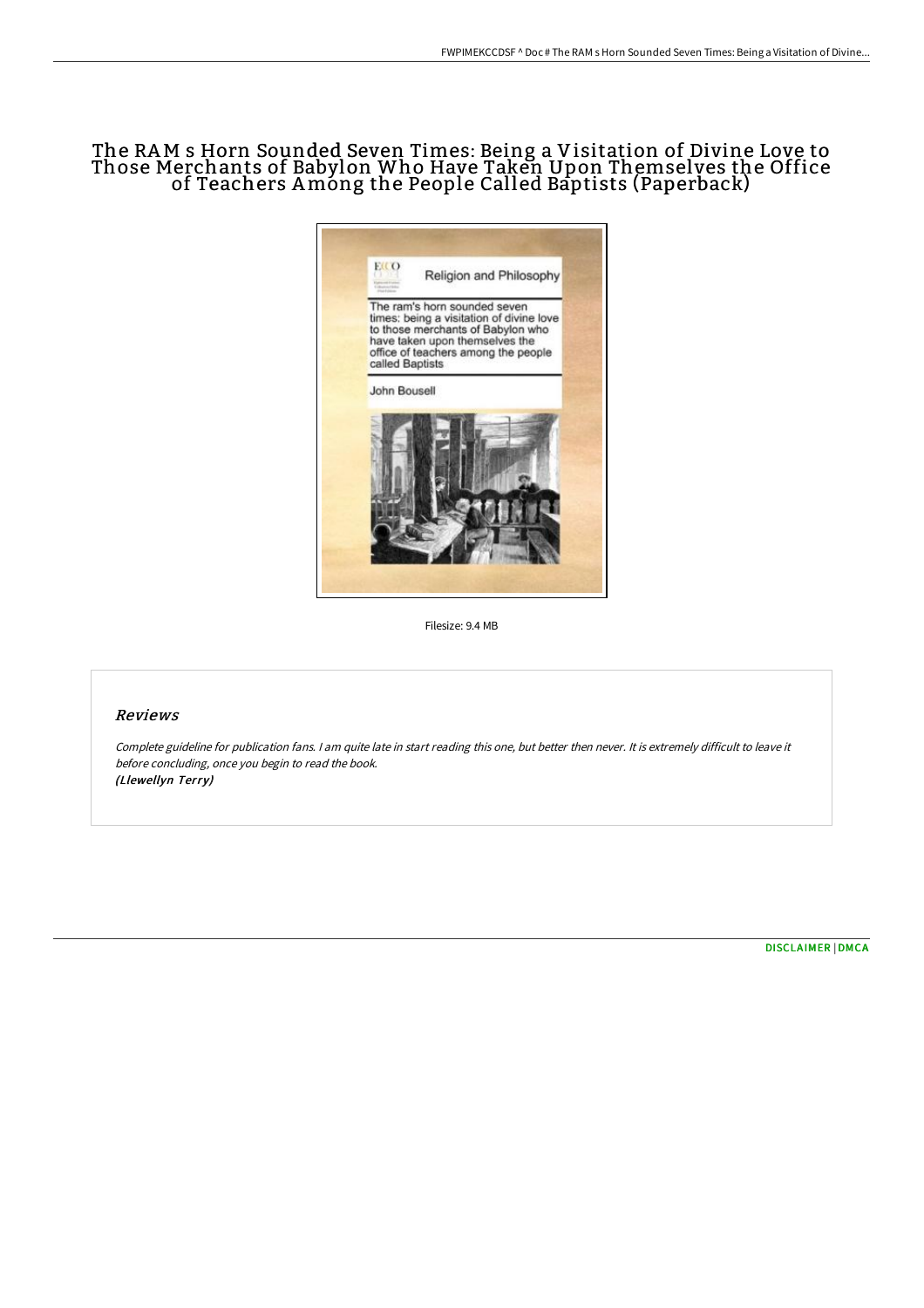# The RAM s Horn Sounded Seven Times: Being a Visitation of Divine Love to Those Merchants of Babylon Who Have Taken Upon Themselves the Office of Teachers Among the People Called Baptists (Paperback)

Filesize: 9.4 MB

## Reviews

*Complete guideline for publication fans. I am quite late in start reading this one, but better then never. It is extremely difficult to leave it before concluding, once you begin to read the book.*
***(Llewellyn Terry)***

DISCLAIMER | DMCA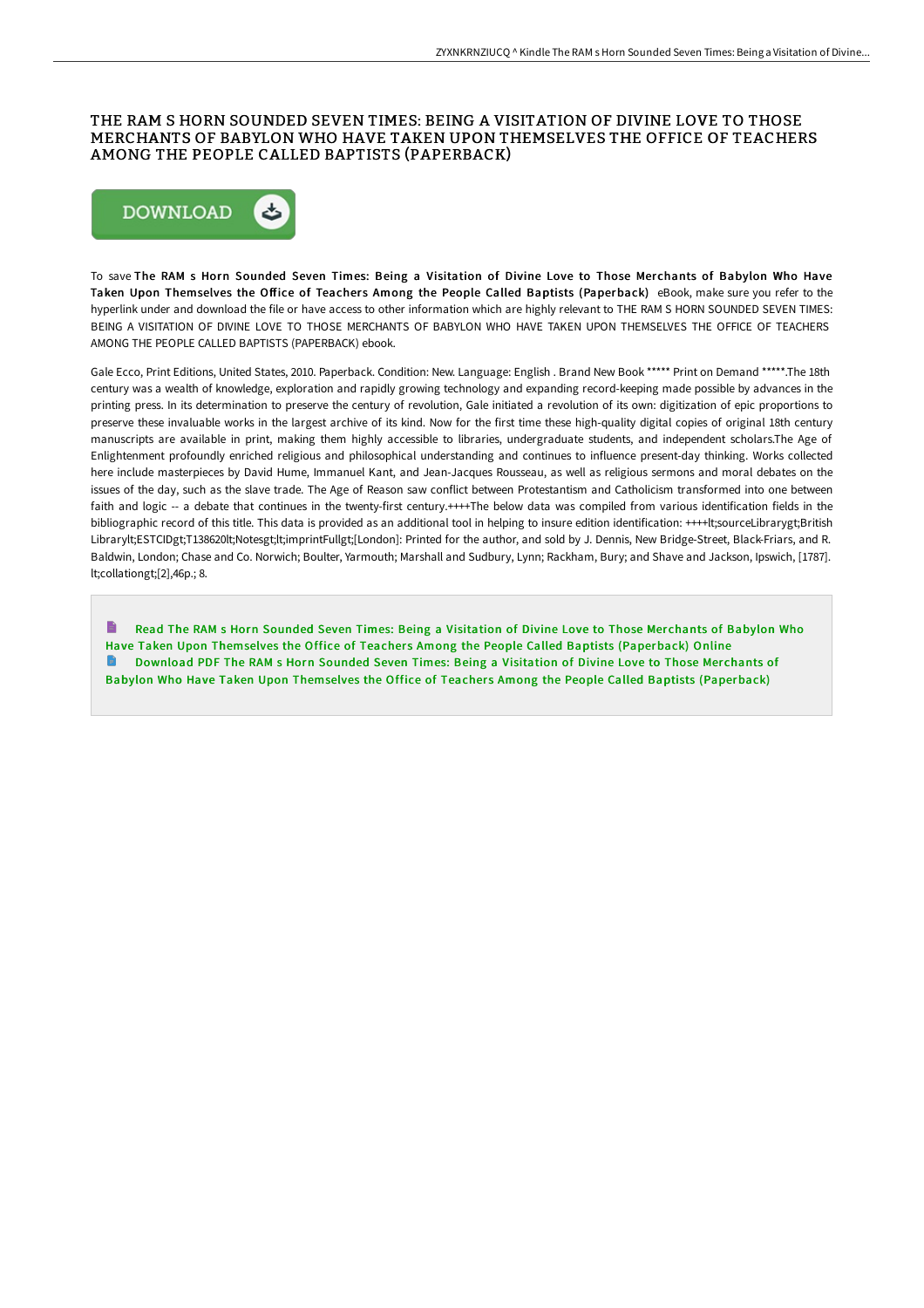# THE RAM S HORN SOUNDED SEVEN TIMES: BEING A VISITATION OF DIVINE LOVE TO THOSE MERCHANTS OF BABYLON WHO HAVE TAKEN UPON THEMSELVES THE OFFICE OF TEACHERS AMONG THE PEOPLE CALLED BAPTISTS (PAPERBACK)

To save **The RAM s Horn Sounded Seven Times: Being a Visitation of Divine Love to Those Merchants of Babylon Who Have Taken Upon Themselves the Office of Teachers Among the People Called Baptists (Paperback)** eBook, make sure you refer to the hyperlink under and download the file or have access to other information which are highly relevant to THE RAM S HORN SOUNDED SEVEN TIMES: BEING A VISITATION OF DIVINE LOVE TO THOSE MERCHANTS OF BABYLON WHO HAVE TAKEN UPON THEMSELVES THE OFFICE OF TEACHERS AMONG THE PEOPLE CALLED BAPTISTS (PAPERBACK) ebook.

Gale Ecco, Print Editions, United States, 2010. Paperback. Condition: New. Language: English . Brand New Book ***** Print on Demand *****.The 18th century was a wealth of knowledge, exploration and rapidly growing technology and expanding record-keeping made possible by advances in the printing press. In its determination to preserve the century of revolution, Gale initiated a revolution of its own: digitization of epic proportions to preserve these invaluable works in the largest archive of its kind. Now for the first time these high-quality digital copies of original 18th century manuscripts are available in print, making them highly accessible to libraries, undergraduate students, and independent scholars.The Age of Enlightenment profoundly enriched religious and philosophical understanding and continues to influence present-day thinking. Works collected here include masterpieces by David Hume, Immanuel Kant, and Jean-Jacques Rousseau, as well as religious sermons and moral debates on the issues of the day, such as the slave trade. The Age of Reason saw conflict between Protestantism and Catholicism transformed into one between faith and logic -- a debate that continues in the twenty-first century.++++The below data was compiled from various identification fields in the bibliographic record of this title. This data is provided as an additional tool in helping to insure edition identification: ++++lt;sourceLibrarygt;British Librarylt;ESTCIDgt;T138620lt;Notesgt;lt;imprintFullgt;[London]: Printed for the author, and sold by J. Dennis, New Bridge-Street, Black-Friars, and R. Baldwin, London; Chase and Co. Norwich; Boulter, Yarmouth; Marshall and Sudbury, Lynn; Rackham, Bury; and Shave and Jackson, Ipswich, [1787]. lt;collationgt;[2],46p.; 8.

Read The RAM s Horn Sounded Seven Times: Being a Visitation of Divine Love to Those Merchants of Babylon Who Have Taken Upon Themselves the Office of Teachers Among the People Called Baptists (Paperback) Online

Download PDF The RAM s Horn Sounded Seven Times: Being a Visitation of Divine Love to Those Merchants of Babylon Who Have Taken Upon Themselves the Office of Teachers Among the People Called Baptists (Paperback)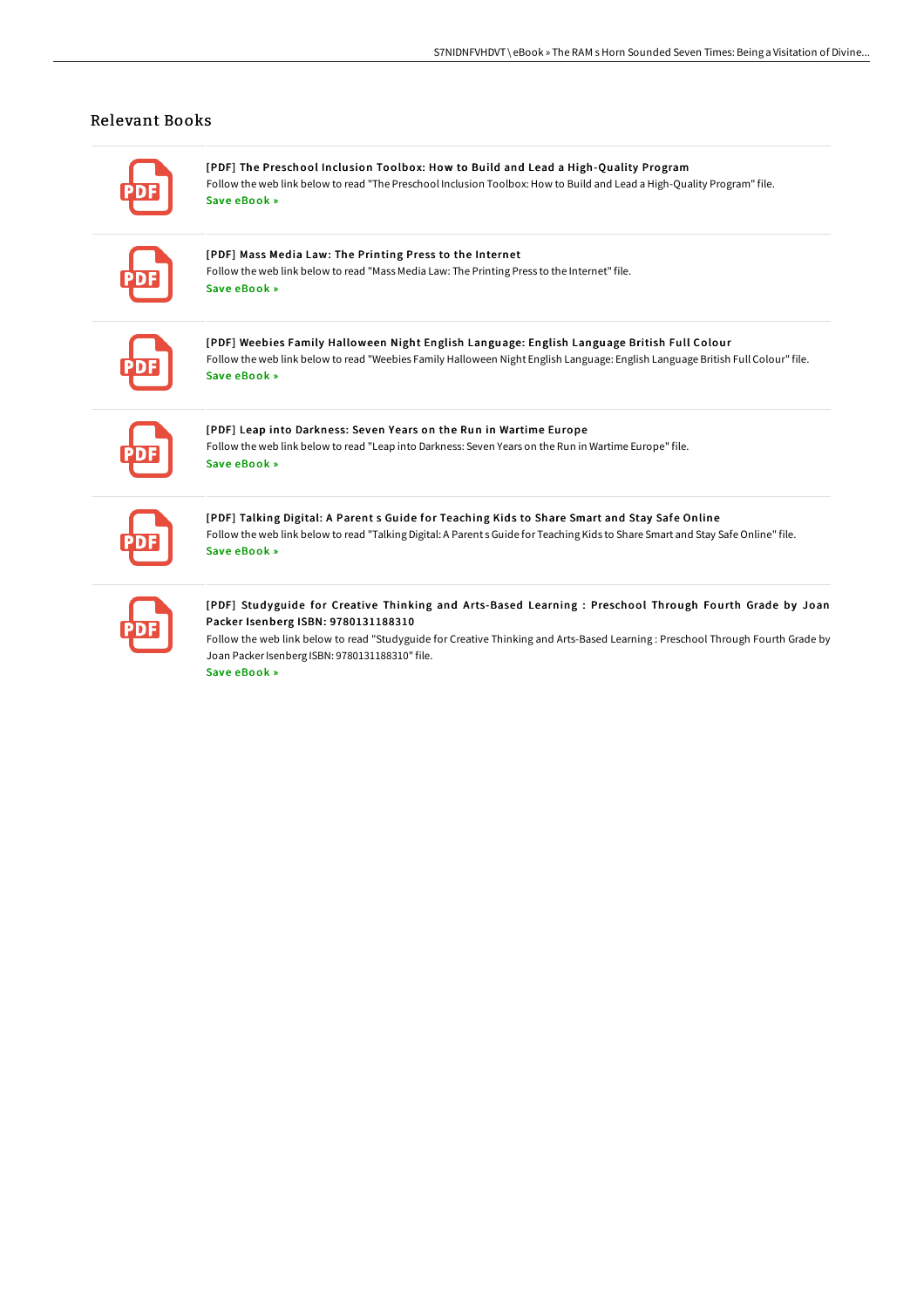## Relevant Books

**[PDF] The Preschool Inclusion Toolbox: How to Build and Lead a High-Quality Program**
Follow the web link below to read "The Preschool Inclusion Toolbox: How to Build and Lead a High-Quality Program" file.
Save eBook »

**[PDF] Mass Media Law: The Printing Press to the Internet**
Follow the web link below to read "Mass Media Law: The Printing Press to the Internet" file.
Save eBook »

**[PDF] Weebies Family Halloween Night English Language: English Language British Full Colour**
Follow the web link below to read "Weebies Family Halloween Night English Language: English Language British Full Colour" file.
Save eBook »

**[PDF] Leap into Darkness: Seven Years on the Run in Wartime Europe**
Follow the web link below to read "Leap into Darkness: Seven Years on the Run in Wartime Europe" file.
Save eBook »

**[PDF] Talking Digital: A Parent s Guide for Teaching Kids to Share Smart and Stay Safe Online**
Follow the web link below to read "Talking Digital: A Parent s Guide for Teaching Kids to Share Smart and Stay Safe Online" file.
Save eBook »

**[PDF] Studyguide for Creative Thinking and Arts-Based Learning : Preschool Through Fourth Grade by Joan Packer Isenberg ISBN: 9780131188310**
Follow the web link below to read "Studyguide for Creative Thinking and Arts-Based Learning : Preschool Through Fourth Grade by Joan Packer Isenberg ISBN: 9780131188310" file.
Save eBook »